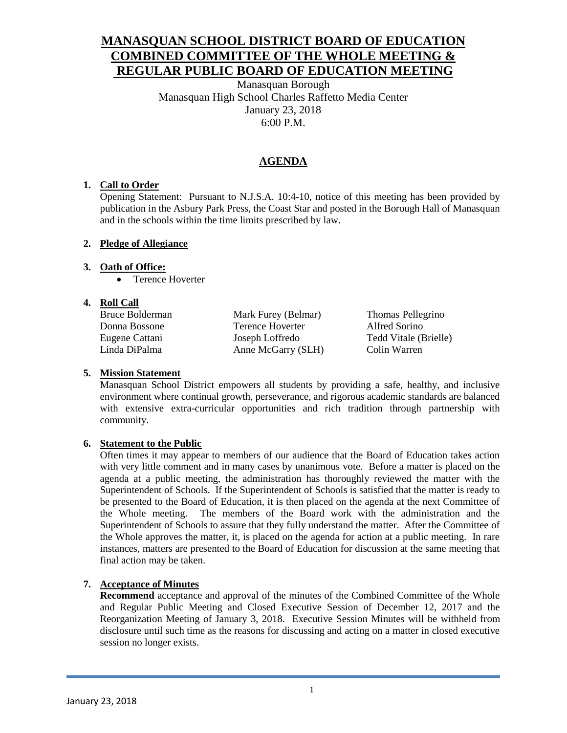# MANASQUAN SCHOOL DISTRICT BOARD OF EDUCATION COMBINED COMMITTEE OF THE WHOLE MEETING & REGULAR PUBLIC BOARD OF EDUCATION MEETING

Manasquan Borough
Manasquan High School Charles Raffetto Media Center
January 23, 2018
6:00 P.M.

## AGENDA

**1. Call to Order**

Opening Statement: Pursuant to N.J.S.A. 10:4-10, notice of this meeting has been provided by publication in the Asbury Park Press, the Coast Star and posted in the Borough Hall of Manasquan and in the schools within the time limits prescribed by law.

**2. Pledge of Allegiance**

**3. Oath of Office:**

- Terence Hoverter

**4. Roll Call**

| | | |
|---|---|---|
| Bruce Bolderman | Mark Furey (Belmar) | Thomas Pellegrino |
| Donna Bossone | Terence Hoverter | Alfred Sorino |
| Eugene Cattani | Joseph Loffredo | Tedd Vitale (Brielle) |
| Linda DiPalma | Anne McGarry (SLH) | Colin Warren |

**5. Mission Statement**

Manasquan School District empowers all students by providing a safe, healthy, and inclusive environment where continual growth, perseverance, and rigorous academic standards are balanced with extensive extra-curricular opportunities and rich tradition through partnership with community.

**6. Statement to the Public**

Often times it may appear to members of our audience that the Board of Education takes action with very little comment and in many cases by unanimous vote. Before a matter is placed on the agenda at a public meeting, the administration has thoroughly reviewed the matter with the Superintendent of Schools. If the Superintendent of Schools is satisfied that the matter is ready to be presented to the Board of Education, it is then placed on the agenda at the next Committee of the Whole meeting. The members of the Board work with the administration and the Superintendent of Schools to assure that they fully understand the matter. After the Committee of the Whole approves the matter, it, is placed on the agenda for action at a public meeting. In rare instances, matters are presented to the Board of Education for discussion at the same meeting that final action may be taken.

**7. Acceptance of Minutes**

**Recommend** acceptance and approval of the minutes of the Combined Committee of the Whole and Regular Public Meeting and Closed Executive Session of December 12, 2017 and the Reorganization Meeting of January 3, 2018. Executive Session Minutes will be withheld from disclosure until such time as the reasons for discussing and acting on a matter in closed executive session no longer exists.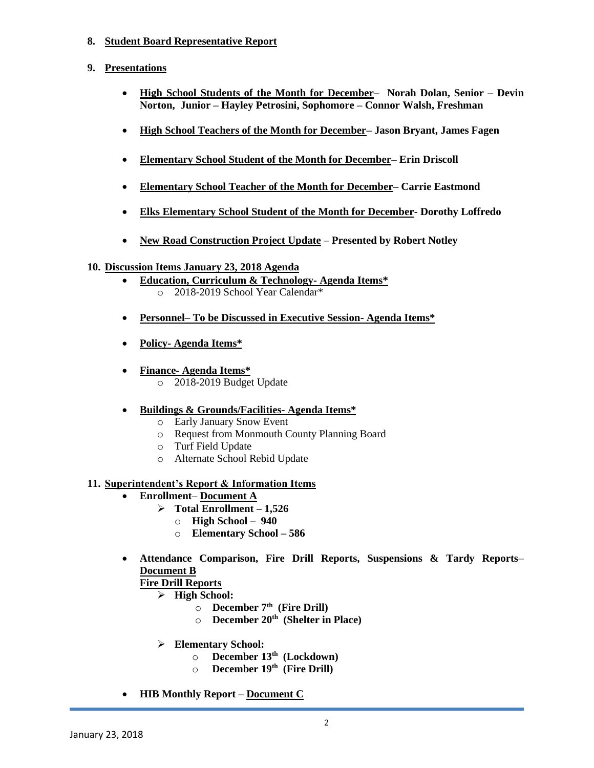**8. Student Board Representative Report**

**9. Presentations**

- **High School Students of the Month for December– Norah Dolan, Senior – Devin Norton, Junior – Hayley Petrosini, Sophomore – Connor Walsh, Freshman**
- **High School Teachers of the Month for December– Jason Bryant, James Fagen**
- **Elementary School Student of the Month for December– Erin Driscoll**
- **Elementary School Teacher of the Month for December– Carrie Eastmond**
- **Elks Elementary School Student of the Month for December- Dorothy Loffredo**
- **New Road Construction Project Update – Presented by Robert Notley**

**10. Discussion Items January 23, 2018 Agenda**

- **Education, Curriculum & Technology- Agenda Items***
  - 2018-2019 School Year Calendar*
- **Personnel– To be Discussed in Executive Session- Agenda Items***
- **Policy- Agenda Items***
- **Finance- Agenda Items***
  - 2018-2019 Budget Update
- **Buildings & Grounds/Facilities- Agenda Items***
  - Early January Snow Event
  - Request from Monmouth County Planning Board
  - Turf Field Update
  - Alternate School Rebid Update

**11. Superintendent's Report & Information Items**

- **Enrollment– Document A**
  - **Total Enrollment – 1,526**
    - **High School – 940**
    - **Elementary School – 586**
- **Attendance Comparison, Fire Drill Reports, Suspensions & Tardy Reports– Document B**

  **Fire Drill Reports**
  - **High School:**
    - **December 7th (Fire Drill)**
    - **December 20th (Shelter in Place)**
  - **Elementary School:**
    - **December 13th (Lockdown)**
    - **December 19th (Fire Drill)**
- **HIB Monthly Report – Document C**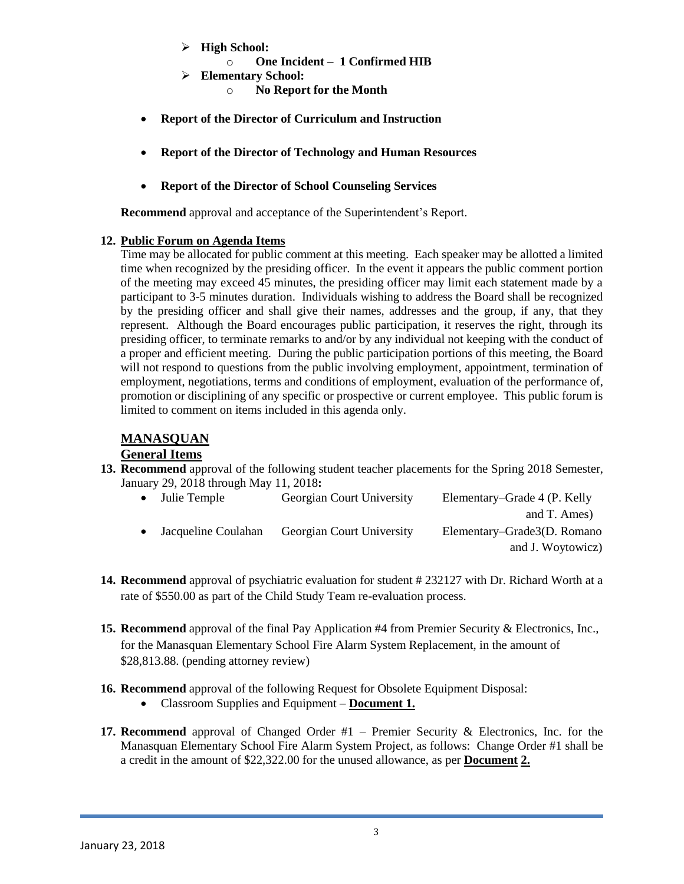- **High School:**
    - **One Incident – 1 Confirmed HIB**
- **Elementary School:**
    - **No Report for the Month**

- **Report of the Director of Curriculum and Instruction**

- **Report of the Director of Technology and Human Resources**

- **Report of the Director of School Counseling Services**

**Recommend** approval and acceptance of the Superintendent's Report.

**12. Public Forum on Agenda Items**

Time may be allocated for public comment at this meeting. Each speaker may be allotted a limited time when recognized by the presiding officer. In the event it appears the public comment portion of the meeting may exceed 45 minutes, the presiding officer may limit each statement made by a participant to 3-5 minutes duration. Individuals wishing to address the Board shall be recognized by the presiding officer and shall give their names, addresses and the group, if any, that they represent. Although the Board encourages public participation, it reserves the right, through its presiding officer, to terminate remarks to and/or by any individual not keeping with the conduct of a proper and efficient meeting. During the public participation portions of this meeting, the Board will not respond to questions from the public involving employment, appointment, termination of employment, negotiations, terms and conditions of employment, evaluation of the performance of, promotion or disciplining of any specific or prospective or current employee. This public forum is limited to comment on items included in this agenda only.

## MANASQUAN

### General Items

**13. Recommend** approval of the following student teacher placements for the Spring 2018 Semester, January 29, 2018 through May 11, 2018**:**

| | | |
|---|---|---|
| • Julie Temple | Georgian Court University | Elementary–Grade 4 (P. Kelly and T. Ames) |
| • Jacqueline Coulahan | Georgian Court University | Elementary–Grade3(D. Romano and J. Woytowicz) |

**14. Recommend** approval of psychiatric evaluation for student # 232127 with Dr. Richard Worth at a rate of $550.00 as part of the Child Study Team re-evaluation process.

**15. Recommend** approval of the final Pay Application #4 from Premier Security & Electronics, Inc., for the Manasquan Elementary School Fire Alarm System Replacement, in the amount of $28,813.88. (pending attorney review)

**16. Recommend** approval of the following Request for Obsolete Equipment Disposal:

- Classroom Supplies and Equipment – **Document 1.**

**17. Recommend** approval of Changed Order #1 – Premier Security & Electronics, Inc. for the Manasquan Elementary School Fire Alarm System Project, as follows: Change Order #1 shall be a credit in the amount of $22,322.00 for the unused allowance, as per **Document 2.**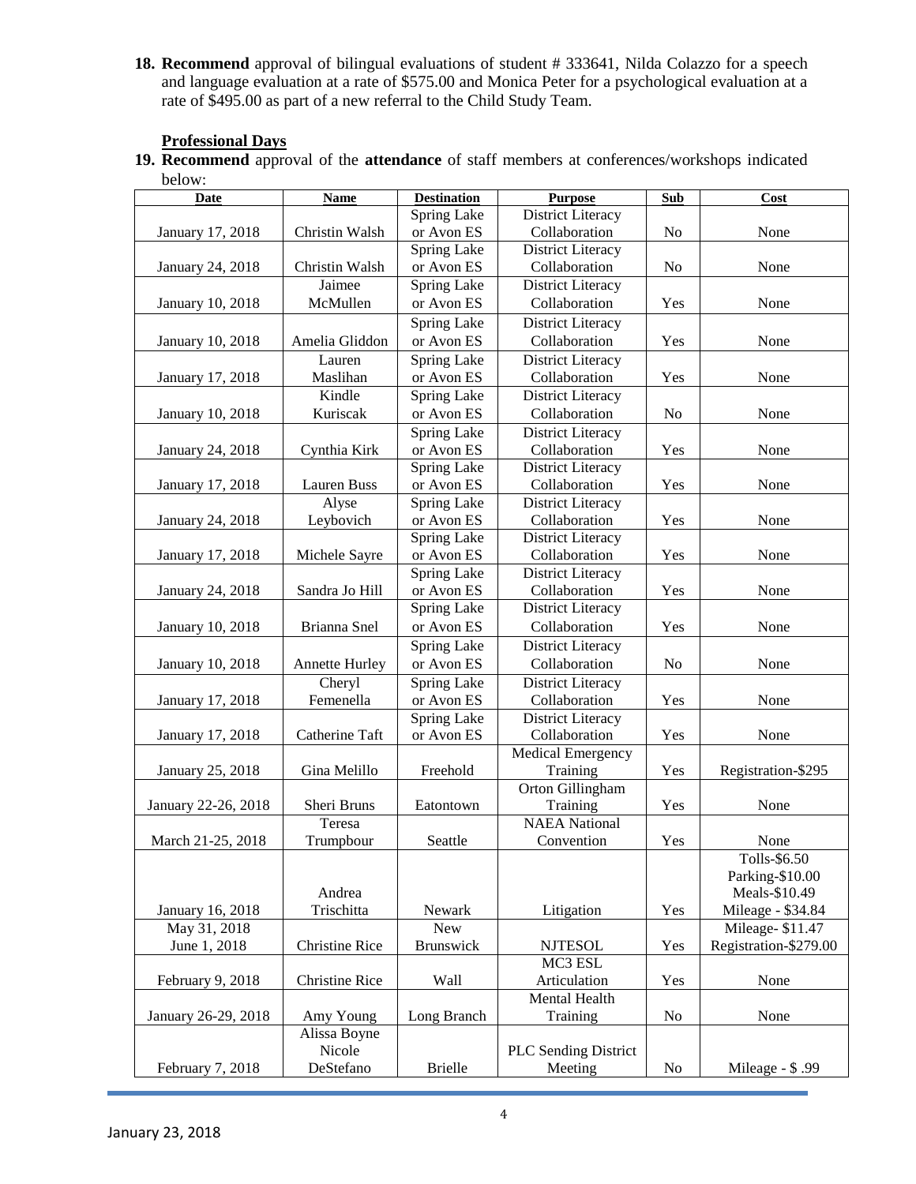18. **Recommend** approval of bilingual evaluations of student # 333641, Nilda Colazzo for a speech and language evaluation at a rate of $575.00 and Monica Peter for a psychological evaluation at a rate of $495.00 as part of a new referral to the Child Study Team.

**Professional Days**

19. **Recommend** approval of the **attendance** of staff members at conferences/workshops indicated below:

| Date | Name | Destination | Purpose | Sub | Cost |
|---|---|---|---|---|---|
| January 17, 2018 | Christin Walsh | Spring Lake or Avon ES | District Literacy Collaboration | No | None |
| January 24, 2018 | Christin Walsh | Spring Lake or Avon ES | District Literacy Collaboration | No | None |
| January 10, 2018 | Jaimee McMullen | Spring Lake or Avon ES | District Literacy Collaboration | Yes | None |
| January 10, 2018 | Amelia Gliddon | Spring Lake or Avon ES | District Literacy Collaboration | Yes | None |
| January 17, 2018 | Lauren Maslihan | Spring Lake or Avon ES | District Literacy Collaboration | Yes | None |
| January 10, 2018 | Kindle Kuriscak | Spring Lake or Avon ES | District Literacy Collaboration | No | None |
| January 24, 2018 | Cynthia Kirk | Spring Lake or Avon ES | District Literacy Collaboration | Yes | None |
| January 17, 2018 | Lauren Buss | Spring Lake or Avon ES | District Literacy Collaboration | Yes | None |
| January 24, 2018 | Alyse Leybovich | Spring Lake or Avon ES | District Literacy Collaboration | Yes | None |
| January 17, 2018 | Michele Sayre | Spring Lake or Avon ES | District Literacy Collaboration | Yes | None |
| January 24, 2018 | Sandra Jo Hill | Spring Lake or Avon ES | District Literacy Collaboration | Yes | None |
| January 10, 2018 | Brianna Snel | Spring Lake or Avon ES | District Literacy Collaboration | Yes | None |
| January 10, 2018 | Annette Hurley | Spring Lake or Avon ES | District Literacy Collaboration | No | None |
| January 17, 2018 | Cheryl Femenella | Spring Lake or Avon ES | District Literacy Collaboration | Yes | None |
| January 17, 2018 | Catherine Taft | Spring Lake or Avon ES | District Literacy Collaboration | Yes | None |
| January 25, 2018 | Gina Melillo | Freehold | Medical Emergency Training | Yes | Registration-$295 |
| January 22-26, 2018 | Sheri Bruns | Eatontown | Orton Gillingham Training | Yes | None |
| March 21-25, 2018 | Teresa Trumpbour | Seattle | NAEA National Convention | Yes | None |
| January 16, 2018 | Andrea Trischitta | Newark | Litigation | Yes | Tolls-$6.50<br>Parking-$10.00<br>Meals-$10.49<br>Mileage - $34.84 |
| May 31, 2018<br>June 1, 2018 | Christine Rice | New Brunswick | NJTESOL | Yes | Mileage- $11.47<br>Registration-$279.00 |
| February 9, 2018 | Christine Rice | Wall | MC3 ESL Articulation | Yes | None |
| January 26-29, 2018 | Amy Young | Long Branch | Mental Health Training | No | None |
| February 7, 2018 | Alissa Boyne<br>Nicole DeStefano | Brielle | PLC Sending District Meeting | No | Mileage - $ .99 |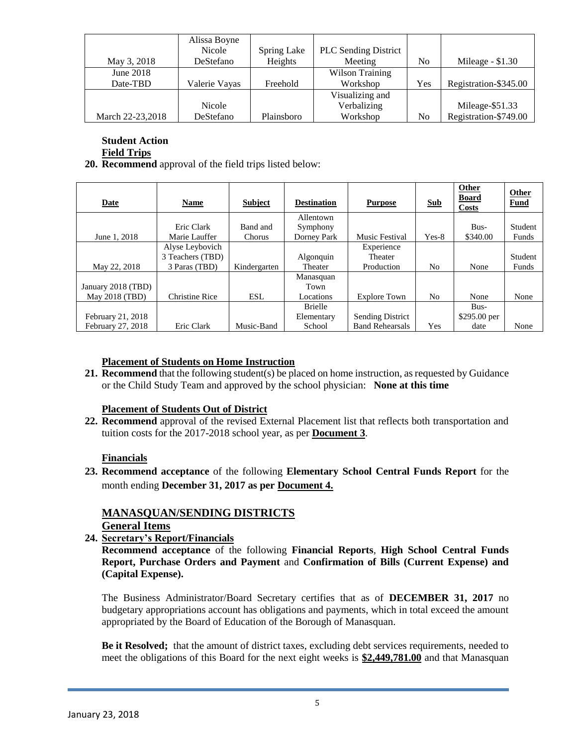| | | | | | |
|---|---|---|---|---|---|
| May 3, 2018 | Alissa Boyne Nicole DeStefano | Spring Lake Heights | PLC Sending District Meeting | No | Mileage - $1.30 |
| June 2018 Date-TBD | Valerie Vayas | Freehold | Wilson Training Workshop | Yes | Registration-$345.00 |
| March 22-23,2018 | Nicole DeStefano | Plainsboro | Visualizing and Verbalizing Workshop | No | Mileage-$51.33 Registration-$749.00 |

**Student Action**

**Field Trips**

**20. Recommend** approval of the field trips listed below:

| Date | Name | Subject | Destination | Purpose | Sub | Other Board Costs | Other Fund |
|---|---|---|---|---|---|---|---|
| June 1, 2018 | Eric Clark Marie Lauffer | Band and Chorus | Allentown Symphony Dorney Park | Music Festival | Yes-8 | Bus- $340.00 | Student Funds |
| May 22, 2018 | Alyse Leybovich 3 Teachers (TBD) 3 Paras (TBD) | Kindergarten | Algonquin Theater | Experience Theater Production | No | None | Student Funds |
| January 2018 (TBD) May 2018 (TBD) | Christine Rice | ESL | Manasquan Town Locations | Explore Town | No | None | None |
| February 21, 2018 February 27, 2018 | Eric Clark | Music-Band | Brielle Elementary School | Sending District Band Rehearsals | Yes | Bus- $295.00 per date | None |

**Placement of Students on Home Instruction**

**21. Recommend** that the following student(s) be placed on home instruction, as requested by Guidance or the Child Study Team and approved by the school physician: **None at this time**

**Placement of Students Out of District**

**22. Recommend** approval of the revised External Placement list that reflects both transportation and tuition costs for the 2017-2018 school year, as per **Document 3**.

**Financials**

**23. Recommend acceptance** of the following **Elementary School Central Funds Report** for the month ending **December 31, 2017 as per Document 4.**

## MANASQUAN/SENDING DISTRICTS

**General Items**

**24. Secretary's Report/Financials**

**Recommend acceptance** of the following **Financial Reports**, **High School Central Funds Report, Purchase Orders and Payment** and **Confirmation of Bills (Current Expense) and (Capital Expense).**

The Business Administrator/Board Secretary certifies that as of **DECEMBER 31, 2017** no budgetary appropriations account has obligations and payments, which in total exceed the amount appropriated by the Board of Education of the Borough of Manasquan.

**Be it Resolved;** that the amount of district taxes, excluding debt services requirements, needed to meet the obligations of this Board for the next eight weeks is **$2,449,781.00** and that Manasquan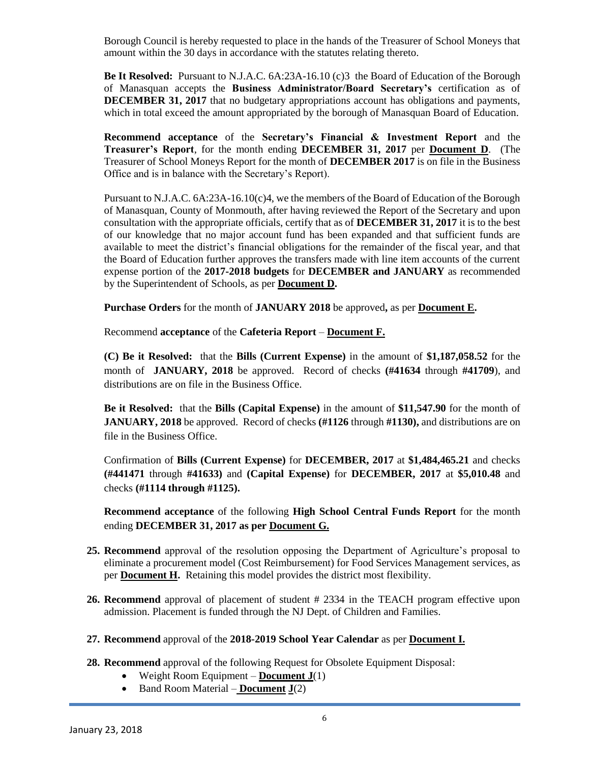Borough Council is hereby requested to place in the hands of the Treasurer of School Moneys that amount within the 30 days in accordance with the statutes relating thereto.

**Be It Resolved:** Pursuant to N.J.A.C. 6A:23A-16.10 (c)3 the Board of Education of the Borough of Manasquan accepts the **Business Administrator/Board Secretary's** certification as of **DECEMBER 31, 2017** that no budgetary appropriations account has obligations and payments, which in total exceed the amount appropriated by the borough of Manasquan Board of Education.

**Recommend acceptance** of the **Secretary's Financial & Investment Report** and the **Treasurer's Report**, for the month ending **DECEMBER 31, 2017** per **Document D**. (The Treasurer of School Moneys Report for the month of **DECEMBER 2017** is on file in the Business Office and is in balance with the Secretary's Report).

Pursuant to N.J.A.C. 6A:23A-16.10(c)4, we the members of the Board of Education of the Borough of Manasquan, County of Monmouth, after having reviewed the Report of the Secretary and upon consultation with the appropriate officials, certify that as of **DECEMBER 31, 2017** it is to the best of our knowledge that no major account fund has been expanded and that sufficient funds are available to meet the district's financial obligations for the remainder of the fiscal year, and that the Board of Education further approves the transfers made with line item accounts of the current expense portion of the **2017-2018 budgets** for **DECEMBER and JANUARY** as recommended by the Superintendent of Schools, as per **Document D.**

**Purchase Orders** for the month of **JANUARY 2018** be approved**,** as per **Document E.**

Recommend **acceptance** of the **Cafeteria Report** – **Document F.**

**(C) Be it Resolved:** that the **Bills (Current Expense)** in the amount of **$1,187,058.52** for the month of **JANUARY, 2018** be approved. Record of checks **(#41634** through **#41709**), and distributions are on file in the Business Office.

**Be it Resolved:** that the **Bills (Capital Expense)** in the amount of **$11,547.90** for the month of **JANUARY, 2018** be approved. Record of checks **(#1126** through **#1130),** and distributions are on file in the Business Office.

Confirmation of **Bills (Current Expense)** for **DECEMBER, 2017** at **$1,484,465.21** and checks **(#441471** through **#41633)** and **(Capital Expense)** for **DECEMBER, 2017** at **$5,010.48** and checks **(#1114 through #1125).**

**Recommend acceptance** of the following **High School Central Funds Report** for the month ending **DECEMBER 31, 2017 as per Document G.**

**25. Recommend** approval of the resolution opposing the Department of Agriculture's proposal to eliminate a procurement model (Cost Reimbursement) for Food Services Management services, as per **Document H.** Retaining this model provides the district most flexibility.

**26. Recommend** approval of placement of student # 2334 in the TEACH program effective upon admission. Placement is funded through the NJ Dept. of Children and Families.

**27. Recommend** approval of the **2018-2019 School Year Calendar** as per **Document I.**

**28. Recommend** approval of the following Request for Obsolete Equipment Disposal:

- Weight Room Equipment – **Document J**(1)
- Band Room Material – **Document J**(2)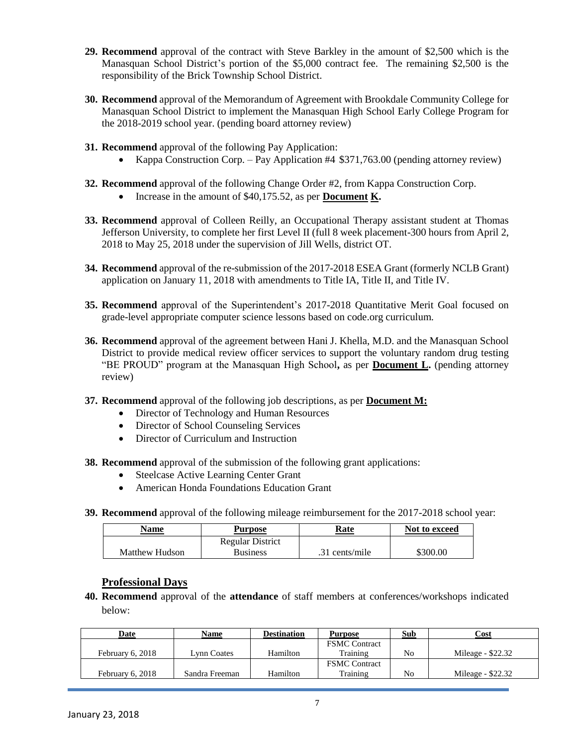29. **Recommend** approval of the contract with Steve Barkley in the amount of $2,500 which is the Manasquan School District's portion of the $5,000 contract fee. The remaining $2,500 is the responsibility of the Brick Township School District.

30. **Recommend** approval of the Memorandum of Agreement with Brookdale Community College for Manasquan School District to implement the Manasquan High School Early College Program for the 2018-2019 school year. (pending board attorney review)

31. **Recommend** approval of the following Pay Application:
    - Kappa Construction Corp. – Pay Application #4 $371,763.00 (pending attorney review)

32. **Recommend** approval of the following Change Order #2, from Kappa Construction Corp.
    - Increase in the amount of $40,175.52, as per **Document K.**

33. **Recommend** approval of Colleen Reilly, an Occupational Therapy assistant student at Thomas Jefferson University, to complete her first Level II (full 8 week placement-300 hours from April 2, 2018 to May 25, 2018 under the supervision of Jill Wells, district OT.

34. **Recommend** approval of the re-submission of the 2017-2018 ESEA Grant (formerly NCLB Grant) application on January 11, 2018 with amendments to Title IA, Title II, and Title IV.

35. **Recommend** approval of the Superintendent's 2017-2018 Quantitative Merit Goal focused on grade-level appropriate computer science lessons based on code.org curriculum.

36. **Recommend** approval of the agreement between Hani J. Khella, M.D. and the Manasquan School District to provide medical review officer services to support the voluntary random drug testing "BE PROUD" program at the Manasquan High School**,** as per **Document L.** (pending attorney review)

37. **Recommend** approval of the following job descriptions, as per **Document M:**
    - Director of Technology and Human Resources
    - Director of School Counseling Services
    - Director of Curriculum and Instruction

38. **Recommend** approval of the submission of the following grant applications:
    - Steelcase Active Learning Center Grant
    - American Honda Foundations Education Grant

39. **Recommend** approval of the following mileage reimbursement for the 2017-2018 school year:

| Name | Purpose | Rate | Not to exceed |
|---|---|---|---|
| Matthew Hudson | Regular District Business | .31 cents/mile | $300.00 |

## Professional Days

40. **Recommend** approval of the **attendance** of staff members at conferences/workshops indicated below:

| Date | Name | Destination | Purpose | Sub | Cost |
|---|---|---|---|---|---|
| February 6, 2018 | Lynn Coates | Hamilton | FSMC Contract Training | No | Mileage - $22.32 |
| February 6, 2018 | Sandra Freeman | Hamilton | FSMC Contract Training | No | Mileage - $22.32 |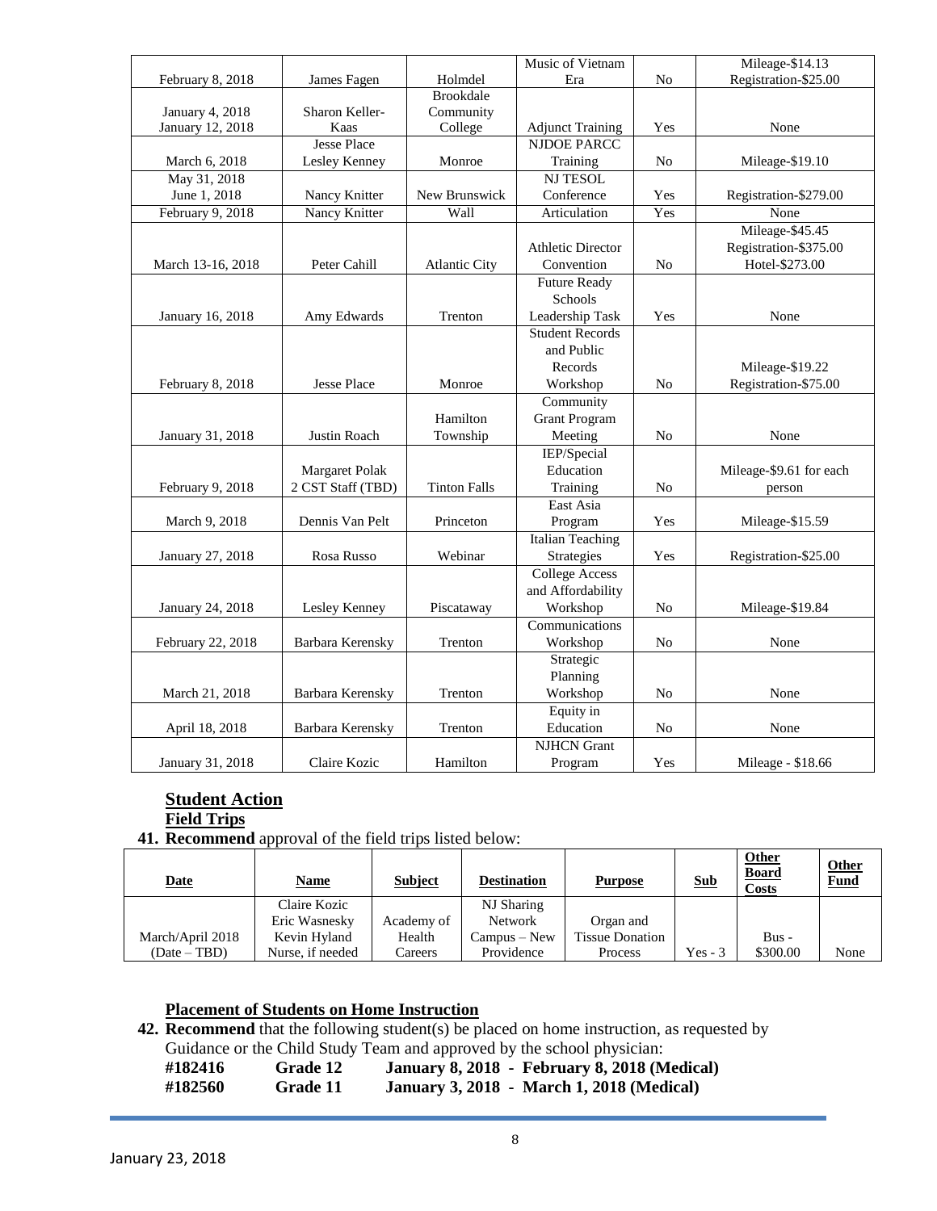| | | | | | |
|---|---|---|---|---|---|
| February 8, 2018 | James Fagen | Holmdel | Music of Vietnam Era | No | Mileage-$14.13 Registration-$25.00 |
| January 4, 2018 January 12, 2018 | Sharon Keller-Kaas | Brookdale Community College | Adjunct Training | Yes | None |
| March 6, 2018 | Jesse Place Lesley Kenney | Monroe | NJDOE PARCC Training | No | Mileage-$19.10 |
| May 31, 2018 June 1, 2018 | Nancy Knitter | New Brunswick | NJ TESOL Conference | Yes | Registration-$279.00 |
| February 9, 2018 | Nancy Knitter | Wall | Articulation | Yes | None |
| March 13-16, 2018 | Peter Cahill | Atlantic City | Athletic Director Convention | No | Mileage-$45.45 Registration-$375.00 Hotel-$273.00 |
| January 16, 2018 | Amy Edwards | Trenton | Future Ready Schools Leadership Task | Yes | None |
| February 8, 2018 | Jesse Place | Monroe | Student Records and Public Records Workshop | No | Mileage-$19.22 Registration-$75.00 |
| January 31, 2018 | Justin Roach | Hamilton Township | Community Grant Program Meeting | No | None |
| February 9, 2018 | Margaret Polak 2 CST Staff (TBD) | Tinton Falls | IEP/Special Education Training | No | Mileage-$9.61 for each person |
| March 9, 2018 | Dennis Van Pelt | Princeton | East Asia Program | Yes | Mileage-$15.59 |
| January 27, 2018 | Rosa Russo | Webinar | Italian Teaching Strategies | Yes | Registration-$25.00 |
| January 24, 2018 | Lesley Kenney | Piscataway | College Access and Affordability Workshop | No | Mileage-$19.84 |
| February 22, 2018 | Barbara Kerensky | Trenton | Communications Workshop | No | None |
| March 21, 2018 | Barbara Kerensky | Trenton | Strategic Planning Workshop | No | None |
| April 18, 2018 | Barbara Kerensky | Trenton | Equity in Education | No | None |
| January 31, 2018 | Claire Kozic | Hamilton | NJHCN Grant Program | Yes | Mileage - $18.66 |

## Student Action

### Field Trips

**41. Recommend** approval of the field trips listed below:

| Date | Name | Subject | Destination | Purpose | Sub | Other Board Costs | Other Fund |
|---|---|---|---|---|---|---|---|
| March/April 2018 (Date – TBD) | Claire Kozic Eric Wasnesky Kevin Hyland Nurse, if needed | Academy of Health Careers | NJ Sharing Network Campus – New Providence | Organ and Tissue Donation Process | Yes - 3 | Bus - $300.00 | None |

### Placement of Students on Home Instruction

**42. Recommend** that the following student(s) be placed on home instruction, as requested by Guidance or the Child Study Team and approved by the school physician:

**#182416 Grade 12 January 8, 2018 - February 8, 2018 (Medical)**
**#182560 Grade 11 January 3, 2018 - March 1, 2018 (Medical)**

January 23, 2018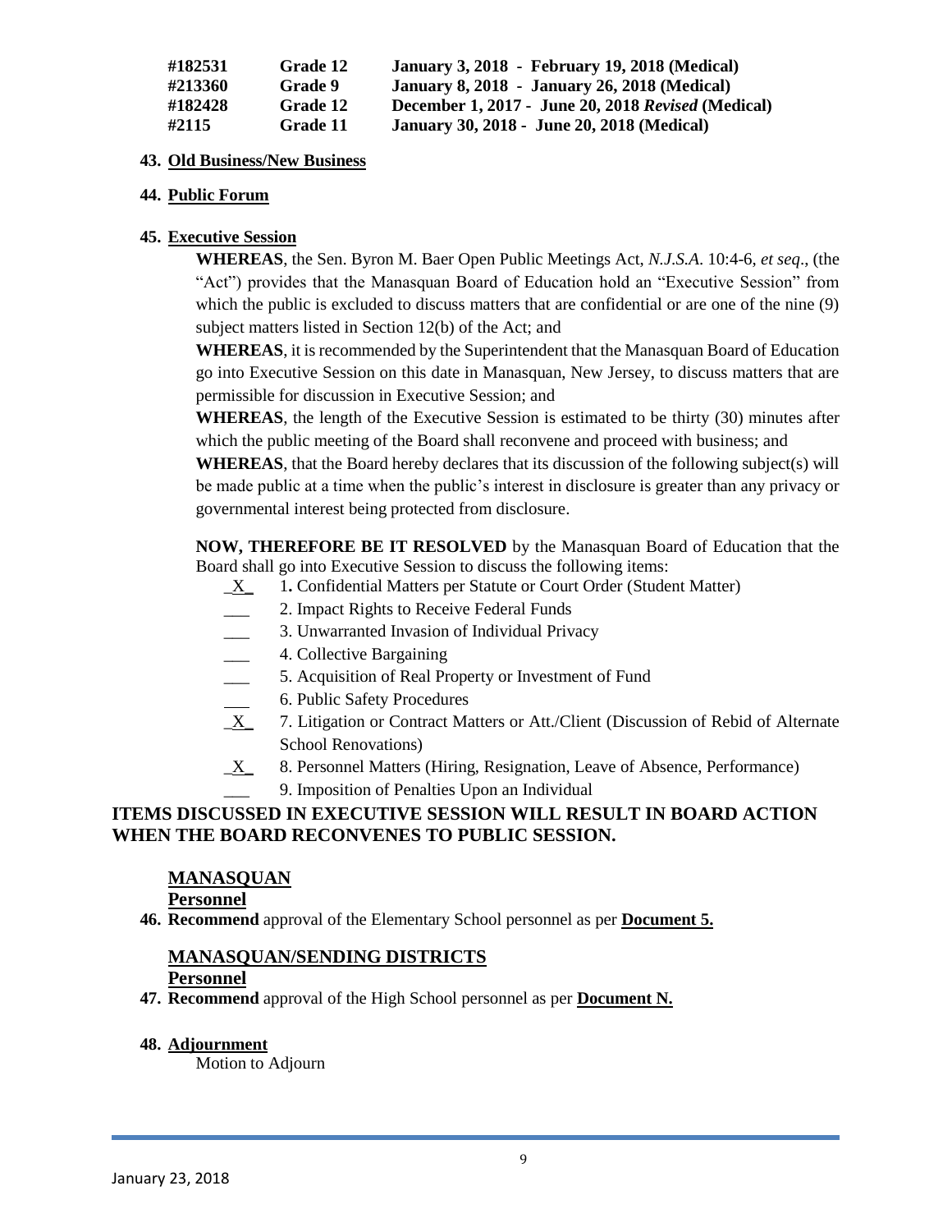| | | |
|---|---|---|
| **#182531** | **Grade 12** | **January 3, 2018 - February 19, 2018 (Medical)** |
| **#213360** | **Grade 9** | **January 8, 2018 - January 26, 2018 (Medical)** |
| **#182428** | **Grade 12** | **December 1, 2017 - June 20, 2018 *Revised* (Medical)** |
| **#2115** | **Grade 11** | **January 30, 2018 - June 20, 2018 (Medical)** |

**43. Old Business/New Business**

**44. Public Forum**

**45. Executive Session**

**WHEREAS**, the Sen. Byron M. Baer Open Public Meetings Act, *N.J.S.A*. 10:4-6, *et seq*., (the "Act") provides that the Manasquan Board of Education hold an "Executive Session" from which the public is excluded to discuss matters that are confidential or are one of the nine (9) subject matters listed in Section 12(b) of the Act; and

**WHEREAS**, it is recommended by the Superintendent that the Manasquan Board of Education go into Executive Session on this date in Manasquan, New Jersey, to discuss matters that are permissible for discussion in Executive Session; and

**WHEREAS**, the length of the Executive Session is estimated to be thirty (30) minutes after which the public meeting of the Board shall reconvene and proceed with business; and

**WHEREAS**, that the Board hereby declares that its discussion of the following subject(s) will be made public at a time when the public's interest in disclosure is greater than any privacy or governmental interest being protected from disclosure.

**NOW, THEREFORE BE IT RESOLVED** by the Manasquan Board of Education that the Board shall go into Executive Session to discuss the following items:

_X_ 1. Confidential Matters per Statute or Court Order (Student Matter)
___ 2. Impact Rights to Receive Federal Funds
___ 3. Unwarranted Invasion of Individual Privacy
___ 4. Collective Bargaining
___ 5. Acquisition of Real Property or Investment of Fund
___ 6. Public Safety Procedures
_X_ 7. Litigation or Contract Matters or Att./Client (Discussion of Rebid of Alternate School Renovations)
_X_ 8. Personnel Matters (Hiring, Resignation, Leave of Absence, Performance)
___ 9. Imposition of Penalties Upon an Individual

**ITEMS DISCUSSED IN EXECUTIVE SESSION WILL RESULT IN BOARD ACTION WHEN THE BOARD RECONVENES TO PUBLIC SESSION.**

**MANASQUAN**
**Personnel**

**46. Recommend** approval of the Elementary School personnel as per **Document 5.**

**MANASQUAN/SENDING DISTRICTS**
**Personnel**

**47. Recommend** approval of the High School personnel as per **Document N.**

**48. Adjournment**

Motion to Adjourn